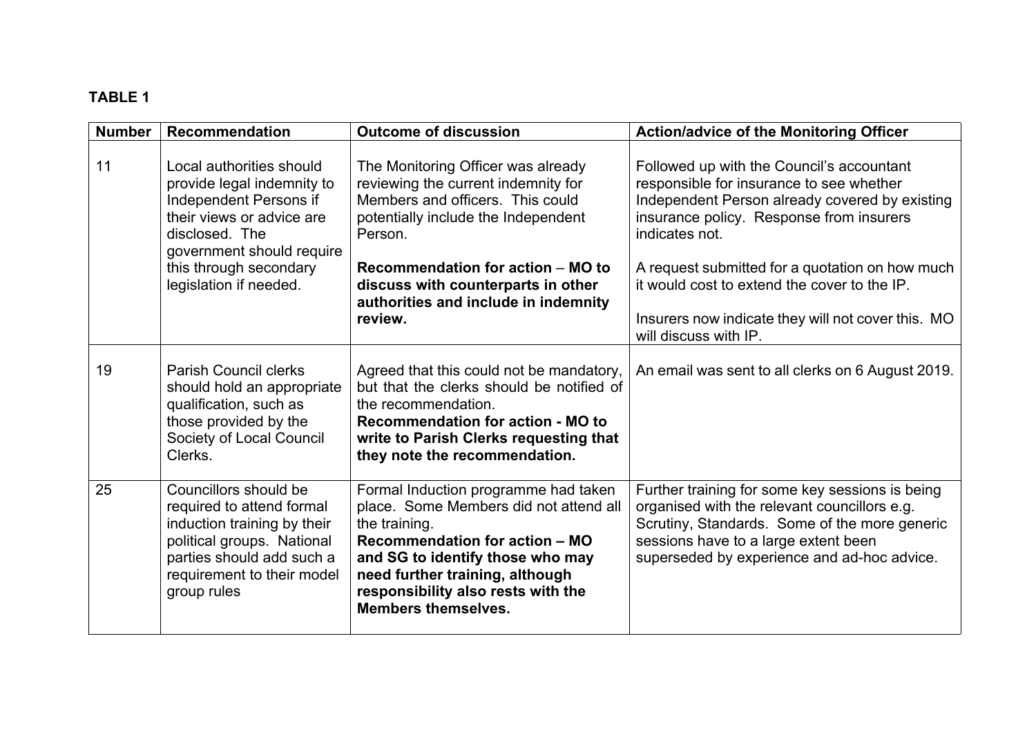**TABLE 1**

| Number | Recommendation | Outcome of discussion | Action/advice of the Monitoring Officer |
|---|---|---|---|
| 11 | Local authorities should provide legal indemnity to Independent Persons if their views or advice are disclosed. The government should require this through secondary legislation if needed. | The Monitoring Officer was already reviewing the current indemnity for Members and officers. This could potentially include the Independent Person.<br><br>**Recommendation for action – MO to discuss with counterparts in other authorities and include in indemnity review.** | Followed up with the Council's accountant responsible for insurance to see whether Independent Person already covered by existing insurance policy. Response from insurers indicates not.<br><br>A request submitted for a quotation on how much it would cost to extend the cover to the IP.<br><br>Insurers now indicate they will not cover this. MO will discuss with IP. |
| 19 | Parish Council clerks should hold an appropriate qualification, such as those provided by the Society of Local Council Clerks. | Agreed that this could not be mandatory, but that the clerks should be notified of the recommendation.<br>**Recommendation for action - MO to write to Parish Clerks requesting that they note the recommendation.** | An email was sent to all clerks on 6 August 2019. |
| 25 | Councillors should be required to attend formal induction training by their political groups. National parties should add such a requirement to their model group rules | Formal Induction programme had taken place. Some Members did not attend all the training.<br>**Recommendation for action – MO and SG to identify those who may need further training, although responsibility also rests with the Members themselves.** | Further training for some key sessions is being organised with the relevant councillors e.g. Scrutiny, Standards. Some of the more generic sessions have to a large extent been superseded by experience and ad-hoc advice. |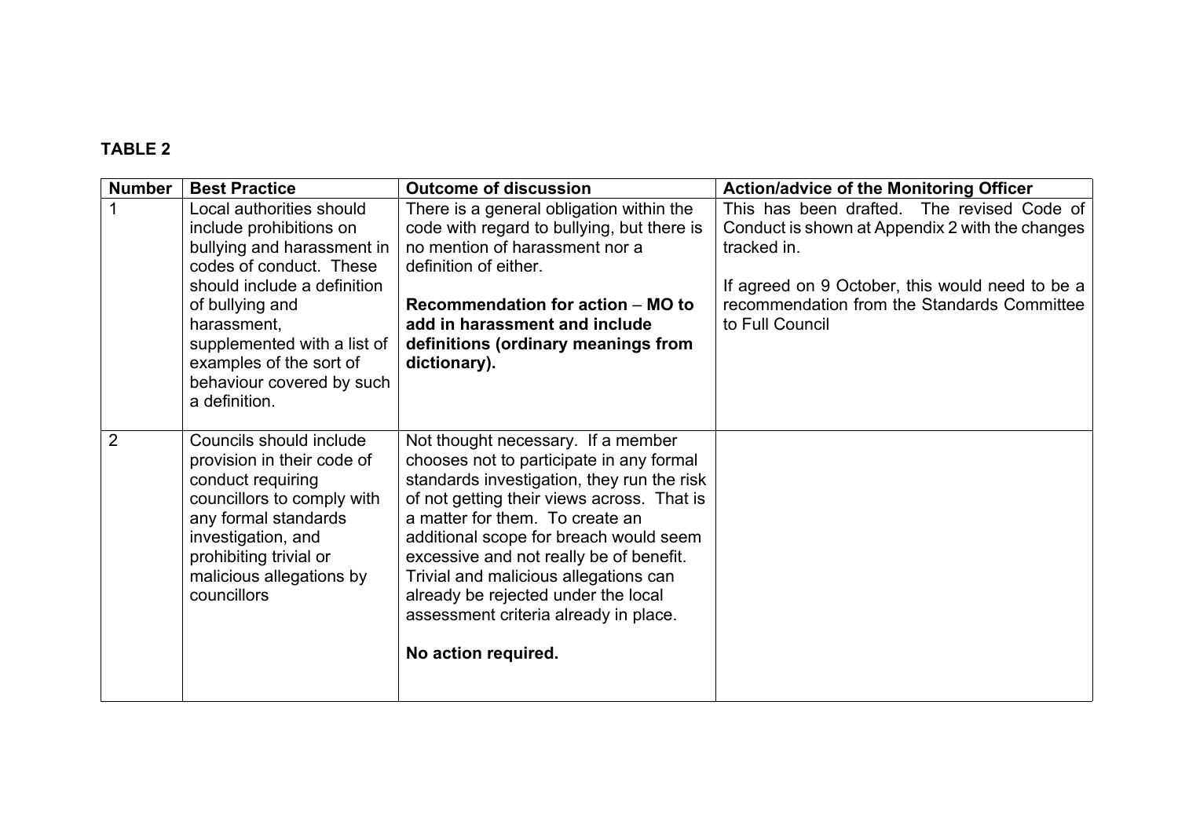**TABLE 2**

| Number | Best Practice | Outcome of discussion | Action/advice of the Monitoring Officer |
|---|---|---|---|
| 1 | Local authorities should include prohibitions on bullying and harassment in codes of conduct. These should include a definition of bullying and harassment, supplemented with a list of examples of the sort of behaviour covered by such a definition. | There is a general obligation within the code with regard to bullying, but there is no mention of harassment nor a definition of either.<br><br>**Recommendation for action – MO to add in harassment and include definitions (ordinary meanings from dictionary).** | This has been drafted. The revised Code of Conduct is shown at Appendix 2 with the changes tracked in.<br><br>If agreed on 9 October, this would need to be a recommendation from the Standards Committee to Full Council |
| 2 | Councils should include provision in their code of conduct requiring councillors to comply with any formal standards investigation, and prohibiting trivial or malicious allegations by councillors | Not thought necessary. If a member chooses not to participate in any formal standards investigation, they run the risk of not getting their views across. That is a matter for them. To create an additional scope for breach would seem excessive and not really be of benefit. Trivial and malicious allegations can already be rejected under the local assessment criteria already in place.<br><br>**No action required.** | |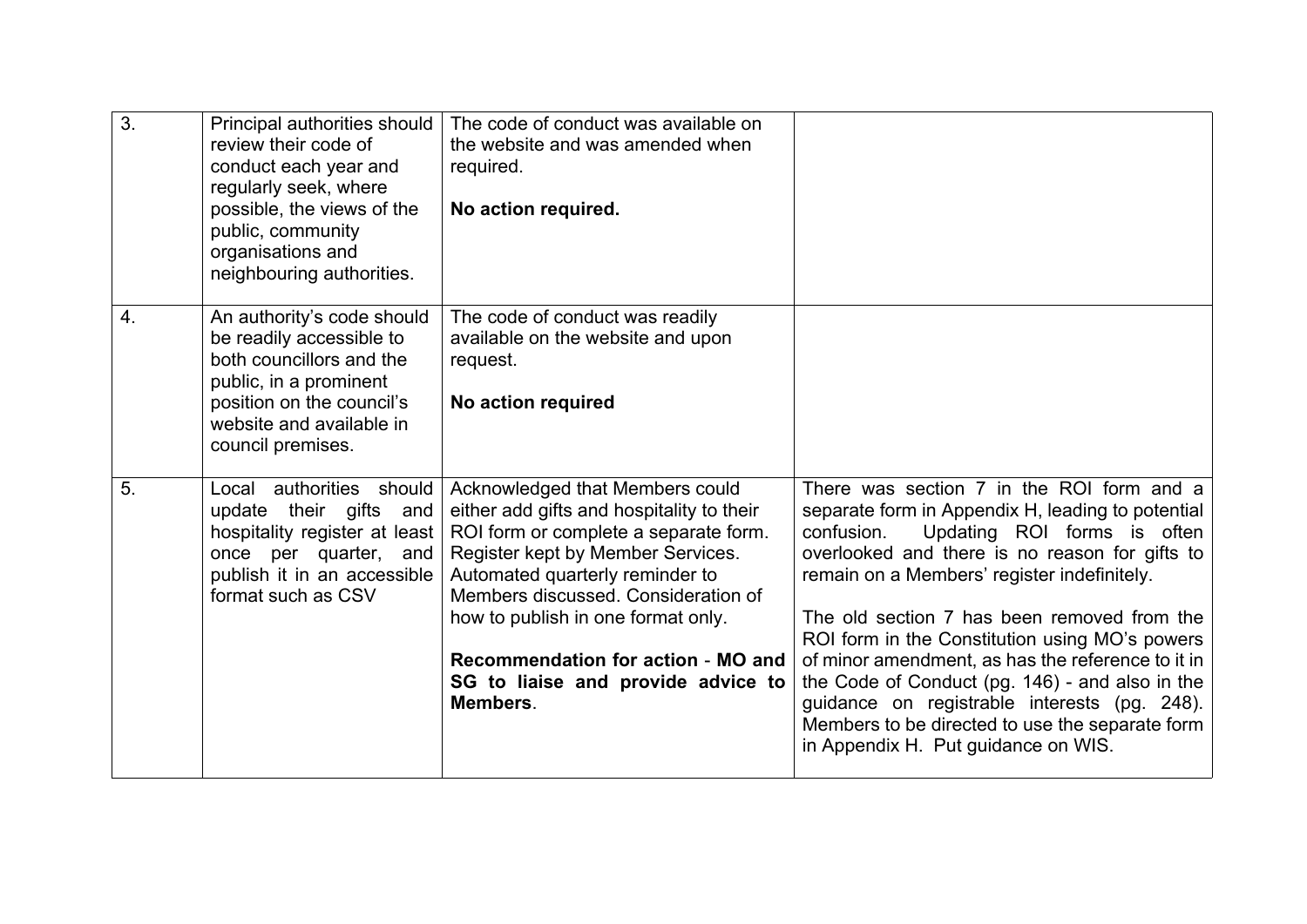| | | | |
|---|---|---|---|
| 3. | Principal authorities should review their code of conduct each year and regularly seek, where possible, the views of the public, community organisations and neighbouring authorities. | The code of conduct was available on the website and was amended when required.<br><br>**No action required.** | |
| 4. | An authority's code should be readily accessible to both councillors and the public, in a prominent position on the council's website and available in council premises. | The code of conduct was readily available on the website and upon request.<br><br>**No action required** | |
| 5. | Local authorities should update their gifts and hospitality register at least once per quarter, and publish it in an accessible format such as CSV | Acknowledged that Members could either add gifts and hospitality to their ROI form or complete a separate form. Register kept by Member Services. Automated quarterly reminder to Members discussed. Consideration of how to publish in one format only.<br><br>**Recommendation for action** - **MO and SG to liaise and provide advice to Members**. | There was section 7 in the ROI form and a separate form in Appendix H, leading to potential confusion. Updating ROI forms is often overlooked and there is no reason for gifts to remain on a Members' register indefinitely.<br><br>The old section 7 has been removed from the ROI form in the Constitution using MO's powers of minor amendment, as has the reference to it in the Code of Conduct (pg. 146) - and also in the guidance on registrable interests (pg. 248). Members to be directed to use the separate form in Appendix H. Put guidance on WIS. |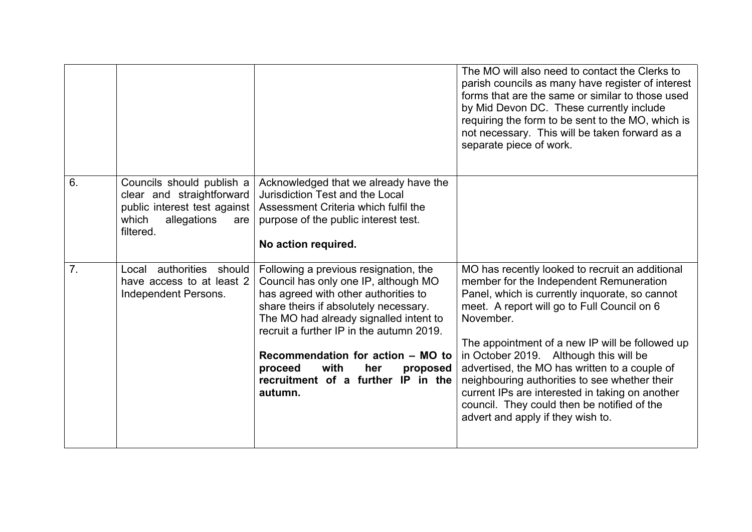| | | | |
|---|---|---|---|
| | | | The MO will also need to contact the Clerks to parish councils as many have register of interest forms that are the same or similar to those used by Mid Devon DC. These currently include requiring the form to be sent to the MO, which is not necessary. This will be taken forward as a separate piece of work. |
| 6. | Councils should publish a clear and straightforward public interest test against which allegations are filtered. | Acknowledged that we already have the Jurisdiction Test and the Local Assessment Criteria which fulfil the purpose of the public interest test.<br><br>**No action required.** | |
| 7. | Local authorities should have access to at least 2 Independent Persons. | Following a previous resignation, the Council has only one IP, although MO has agreed with other authorities to share theirs if absolutely necessary. The MO had already signalled intent to recruit a further IP in the autumn 2019.<br><br>**Recommendation for action – MO to proceed with her proposed recruitment of a further IP in the autumn.** | MO has recently looked to recruit an additional member for the Independent Remuneration Panel, which is currently inquorate, so cannot meet. A report will go to Full Council on 6 November.<br><br>The appointment of a new IP will be followed up in October 2019. Although this will be advertised, the MO has written to a couple of neighbouring authorities to see whether their current IPs are interested in taking on another council. They could then be notified of the advert and apply if they wish to. |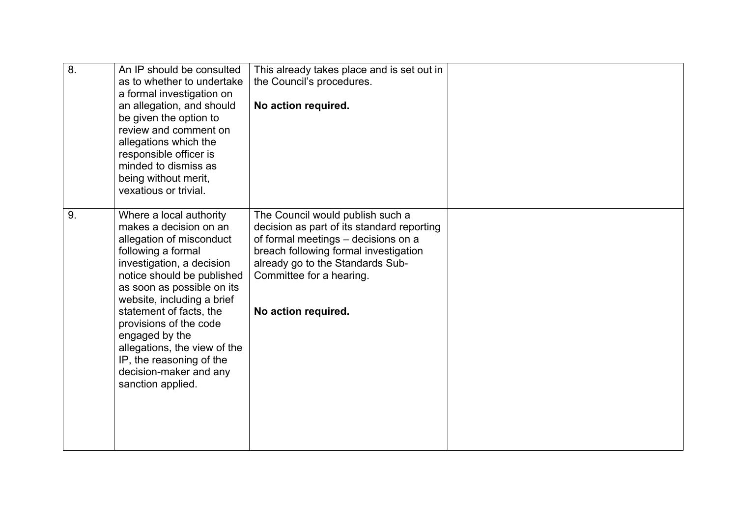| | | | |
|---|---|---|---|
| 8. | An IP should be consulted as to whether to undertake a formal investigation on an allegation, and should be given the option to review and comment on allegations which the responsible officer is minded to dismiss as being without merit, vexatious or trivial. | This already takes place and is set out in the Council's procedures.<br><br>**No action required.** | |
| 9. | Where a local authority makes a decision on an allegation of misconduct following a formal investigation, a decision notice should be published as soon as possible on its website, including a brief statement of facts, the provisions of the code engaged by the allegations, the view of the IP, the reasoning of the decision-maker and any sanction applied. | The Council would publish such a decision as part of its standard reporting of formal meetings – decisions on a breach following formal investigation already go to the Standards Sub-Committee for a hearing.<br><br>**No action required.** | |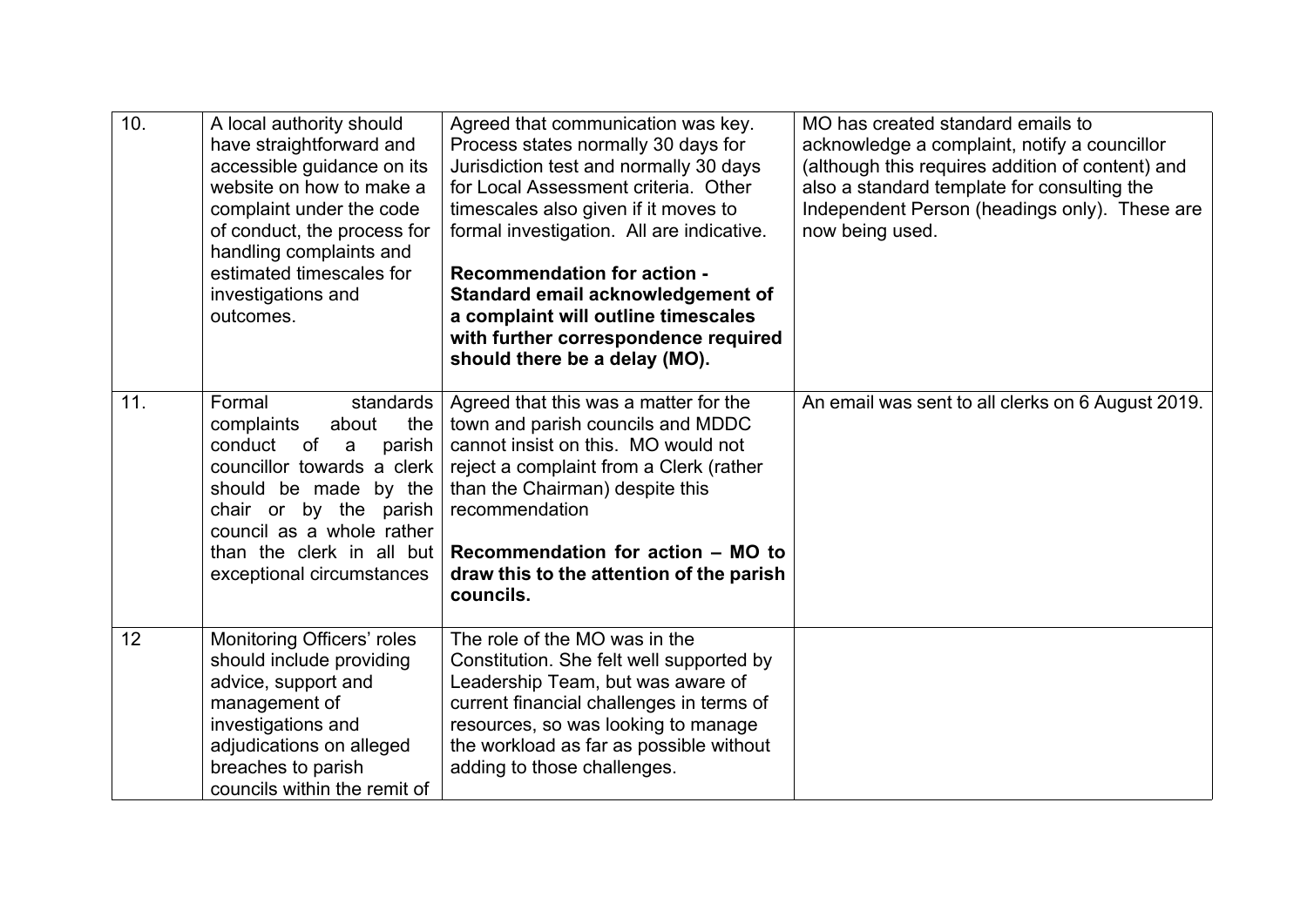| | | | |
|---|---|---|---|
| 10. | A local authority should have straightforward and accessible guidance on its website on how to make a complaint under the code of conduct, the process for handling complaints and estimated timescales for investigations and outcomes. | Agreed that communication was key. Process states normally 30 days for Jurisdiction test and normally 30 days for Local Assessment criteria. Other timescales also given if it moves to formal investigation. All are indicative.<br><br>**Recommendation for action - Standard email acknowledgement of a complaint will outline timescales with further correspondence required should there be a delay (MO).** | MO has created standard emails to acknowledge a complaint, notify a councillor (although this requires addition of content) and also a standard template for consulting the Independent Person (headings only). These are now being used. |
| 11. | Formal standards complaints about the conduct of a parish councillor towards a clerk should be made by the chair or by the parish council as a whole rather than the clerk in all but exceptional circumstances | Agreed that this was a matter for the town and parish councils and MDDC cannot insist on this. MO would not reject a complaint from a Clerk (rather than the Chairman) despite this recommendation<br><br>**Recommendation for action – MO to draw this to the attention of the parish councils.** | An email was sent to all clerks on 6 August 2019. |
| 12 | Monitoring Officers' roles should include providing advice, support and management of investigations and adjudications on alleged breaches to parish councils within the remit of | The role of the MO was in the Constitution. She felt well supported by Leadership Team, but was aware of current financial challenges in terms of resources, so was looking to manage the workload as far as possible without adding to those challenges. | |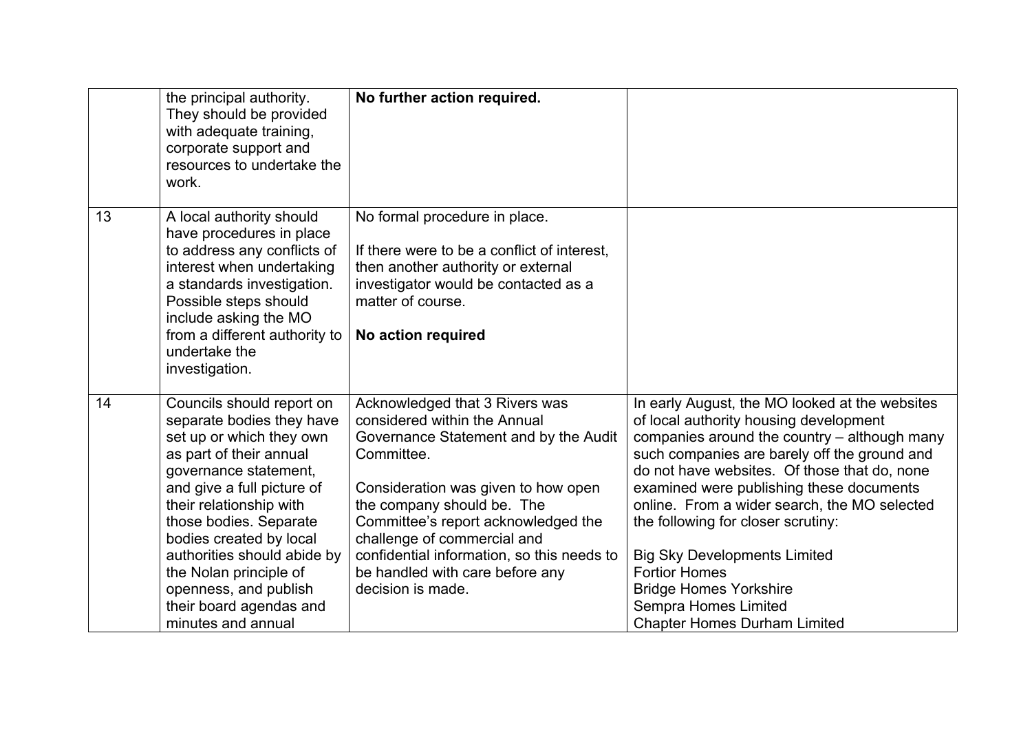| | | | |
|---|---|---|---|
| | the principal authority. They should be provided with adequate training, corporate support and resources to undertake the work. | **No further action required.** | |
| 13 | A local authority should have procedures in place to address any conflicts of interest when undertaking a standards investigation. Possible steps should include asking the MO from a different authority to undertake the investigation. | No formal procedure in place.<br><br>If there were to be a conflict of interest, then another authority or external investigator would be contacted as a matter of course.<br><br>**No action required** | |
| 14 | Councils should report on separate bodies they have set up or which they own as part of their annual governance statement, and give a full picture of their relationship with those bodies. Separate bodies created by local authorities should abide by the Nolan principle of openness, and publish their board agendas and minutes and annual | Acknowledged that 3 Rivers was considered within the Annual Governance Statement and by the Audit Committee.<br><br>Consideration was given to how open the company should be. The Committee's report acknowledged the challenge of commercial and confidential information, so this needs to be handled with care before any decision is made. | In early August, the MO looked at the websites of local authority housing development companies around the country – although many such companies are barely off the ground and do not have websites. Of those that do, none examined were publishing these documents online. From a wider search, the MO selected the following for closer scrutiny:<br><br>Big Sky Developments Limited<br>Fortior Homes<br>Bridge Homes Yorkshire<br>Sempra Homes Limited<br>Chapter Homes Durham Limited |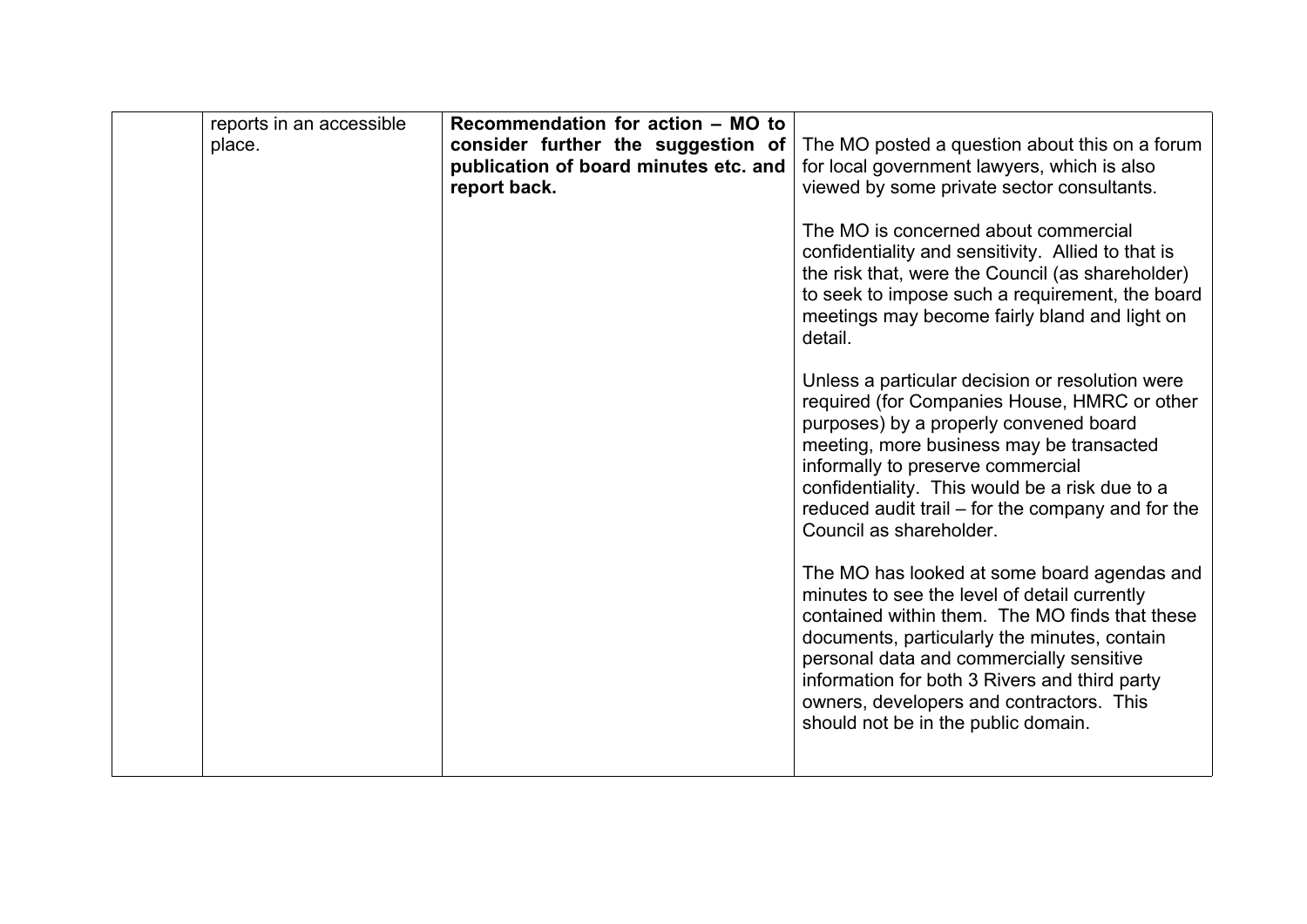| | | | |
|---|---|---|---|
| | reports in an accessible place. | **Recommendation for action – MO to consider further the suggestion of publication of board minutes etc. and report back.** | The MO posted a question about this on a forum for local government lawyers, which is also viewed by some private sector consultants.<br><br>The MO is concerned about commercial confidentiality and sensitivity. Allied to that is the risk that, were the Council (as shareholder) to seek to impose such a requirement, the board meetings may become fairly bland and light on detail.<br><br>Unless a particular decision or resolution were required (for Companies House, HMRC or other purposes) by a properly convened board meeting, more business may be transacted informally to preserve commercial confidentiality. This would be a risk due to a reduced audit trail – for the company and for the Council as shareholder.<br><br>The MO has looked at some board agendas and minutes to see the level of detail currently contained within them. The MO finds that these documents, particularly the minutes, contain personal data and commercially sensitive information for both 3 Rivers and third party owners, developers and contractors. This should not be in the public domain. |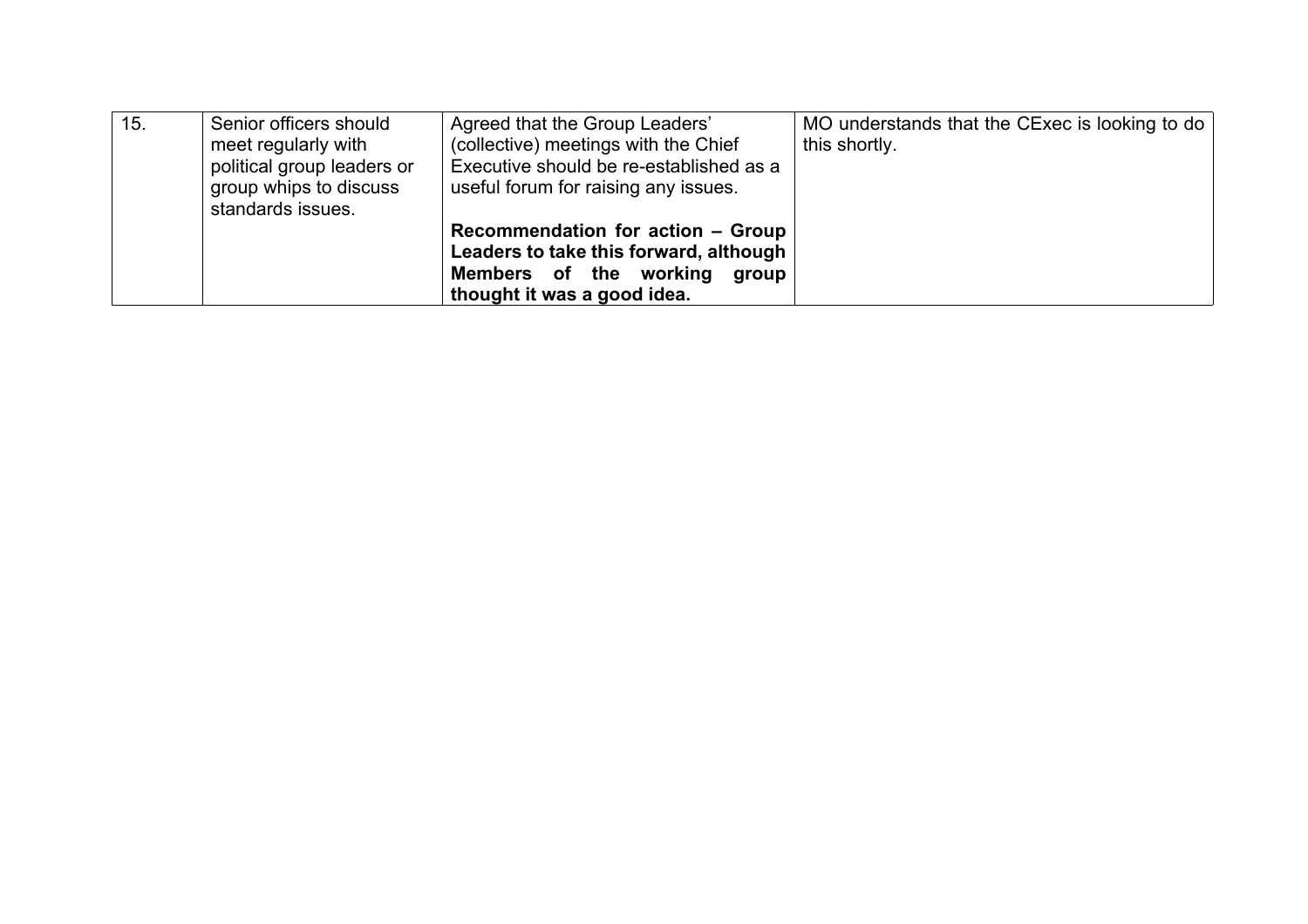| | | | |
|---|---|---|---|
| 15. | Senior officers should meet regularly with political group leaders or group whips to discuss standards issues. | Agreed that the Group Leaders' (collective) meetings with the Chief Executive should be re-established as a useful forum for raising any issues.<br><br>**Recommendation for action – Group Leaders to take this forward, although Members of the working group thought it was a good idea.** | MO understands that the CExec is looking to do this shortly. |